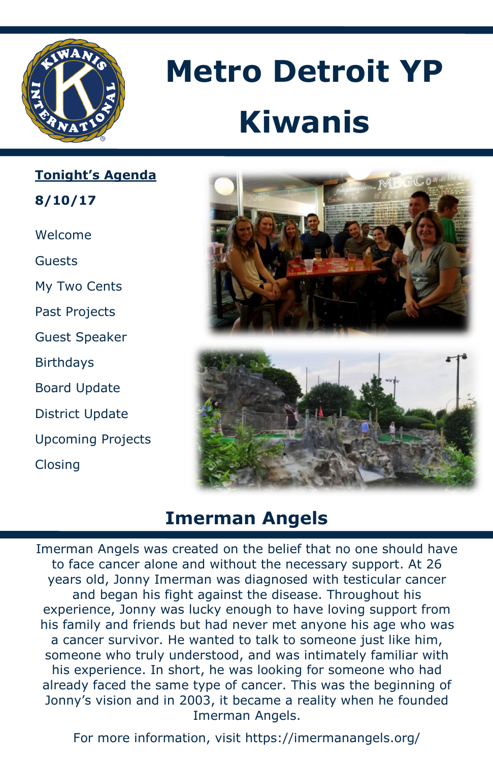# Metro Detroit YP Kiwanis

**Tonight's Agenda**

**8/10/17**

- Welcome
- Guests
- My Two Cents
- Past Projects
- Guest Speaker
- Birthdays
- Board Update
- District Update
- Upcoming Projects
- Closing

## Imerman Angels

Imerman Angels was created on the belief that no one should have to face cancer alone and without the necessary support. At 26 years old, Jonny Imerman was diagnosed with testicular cancer and began his fight against the disease. Throughout his experience, Jonny was lucky enough to have loving support from his family and friends but had never met anyone his age who was a cancer survivor. He wanted to talk to someone just like him, someone who truly understood, and was intimately familiar with his experience. In short, he was looking for someone who had already faced the same type of cancer. This was the beginning of Jonny's vision and in 2003, it became a reality when he founded Imerman Angels.

For more information, visit https://imermanangels.org/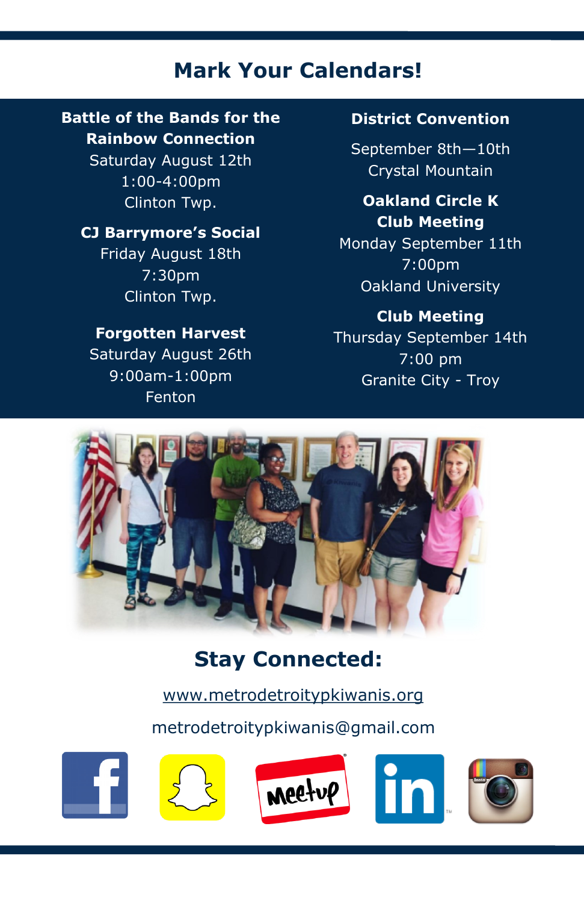# Mark Your Calendars!

**Battle of the Bands for the Rainbow Connection**
Saturday August 12th
1:00-4:00pm
Clinton Twp.

**CJ Barrymore's Social**
Friday August 18th
7:30pm
Clinton Twp.

**Forgotten Harvest**
Saturday August 26th
9:00am-1:00pm
Fenton

**District Convention**
September 8th—10th
Crystal Mountain

**Oakland Circle K Club Meeting**
Monday September 11th
7:00pm
Oakland University

**Club Meeting**
Thursday September 14th
7:00 pm
Granite City - Troy

## Stay Connected:

www.metrodetroitypkiwanis.org

metrodetroitypkiwanis@gmail.com